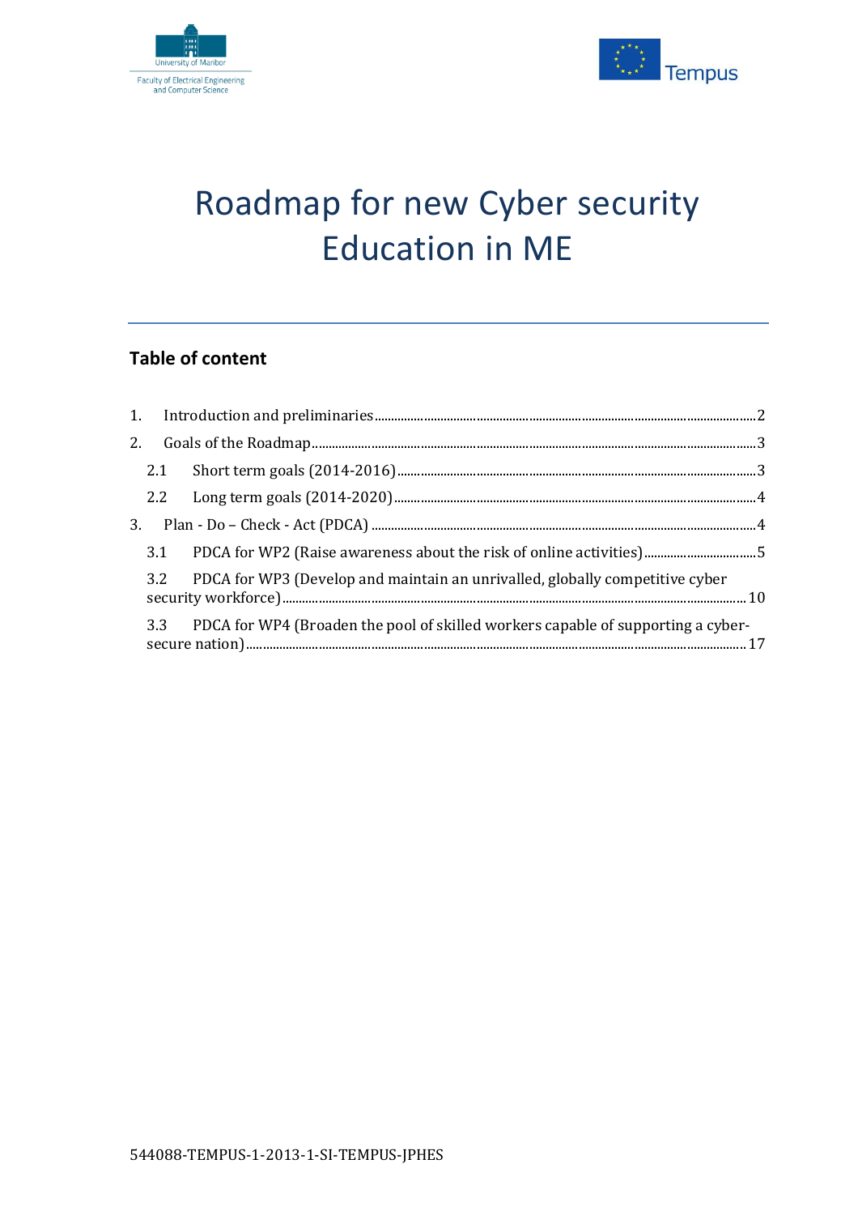University of Maribor

Faculty of Electrical Engineering and Computer Science

Tempus

# Roadmap for new Cyber security Education in ME

## Table of content

1. Introduction and preliminaries ........ 2
2. Goals of the Roadmap ........ 3
   - 2.1 Short term goals (2014-2016) ........ 3
   - 2.2 Long term goals (2014-2020) ........ 4
3. Plan - Do – Check - Act (PDCA) ........ 4
   - 3.1 PDCA for WP2 (Raise awareness about the risk of online activities) ........ 5
   - 3.2 PDCA for WP3 (Develop and maintain an unrivalled, globally competitive cyber security workforce) ........ 10
   - 3.3 PDCA for WP4 (Broaden the pool of skilled workers capable of supporting a cyber-secure nation) ........ 17

544088-TEMPUS-1-2013-1-SI-TEMPUS-JPHES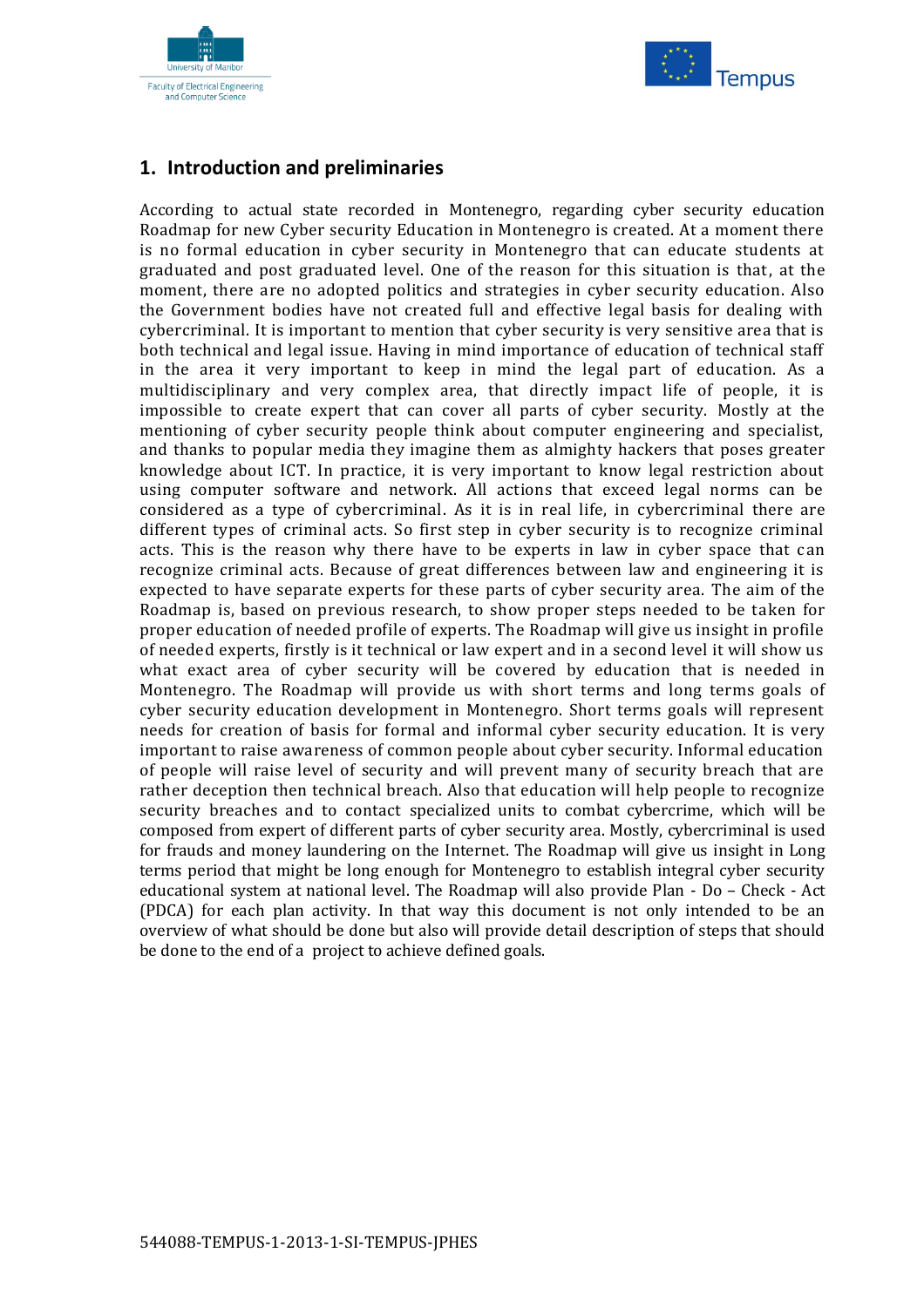## 1. Introduction and preliminaries

According to actual state recorded in Montenegro, regarding cyber security education Roadmap for new Cyber security Education in Montenegro is created. At a moment there is no formal education in cyber security in Montenegro that can educate students at graduated and post graduated level. One of the reason for this situation is that, at the moment, there are no adopted politics and strategies in cyber security education. Also the Government bodies have not created full and effective legal basis for dealing with cybercriminal. It is important to mention that cyber security is very sensitive area that is both technical and legal issue. Having in mind importance of education of technical staff in the area it very important to keep in mind the legal part of education. As a multidisciplinary and very complex area, that directly impact life of people, it is impossible to create expert that can cover all parts of cyber security. Mostly at the mentioning of cyber security people think about computer engineering and specialist, and thanks to popular media they imagine them as almighty hackers that poses greater knowledge about ICT. In practice, it is very important to know legal restriction about using computer software and network. All actions that exceed legal norms can be considered as a type of cybercriminal. As it is in real life, in cybercriminal there are different types of criminal acts. So first step in cyber security is to recognize criminal acts. This is the reason why there have to be experts in law in cyber space that can recognize criminal acts. Because of great differences between law and engineering it is expected to have separate experts for these parts of cyber security area. The aim of the Roadmap is, based on previous research, to show proper steps needed to be taken for proper education of needed profile of experts. The Roadmap will give us insight in profile of needed experts, firstly is it technical or law expert and in a second level it will show us what exact area of cyber security will be covered by education that is needed in Montenegro. The Roadmap will provide us with short terms and long terms goals of cyber security education development in Montenegro. Short terms goals will represent needs for creation of basis for formal and informal cyber security education. It is very important to raise awareness of common people about cyber security. Informal education of people will raise level of security and will prevent many of security breach that are rather deception then technical breach. Also that education will help people to recognize security breaches and to contact specialized units to combat cybercrime, which will be composed from expert of different parts of cyber security area. Mostly, cybercriminal is used for frauds and money laundering on the Internet. The Roadmap will give us insight in Long terms period that might be long enough for Montenegro to establish integral cyber security educational system at national level. The Roadmap will also provide Plan - Do – Check - Act (PDCA) for each plan activity. In that way this document is not only intended to be an overview of what should be done but also will provide detail description of steps that should be done to the end of a project to achieve defined goals.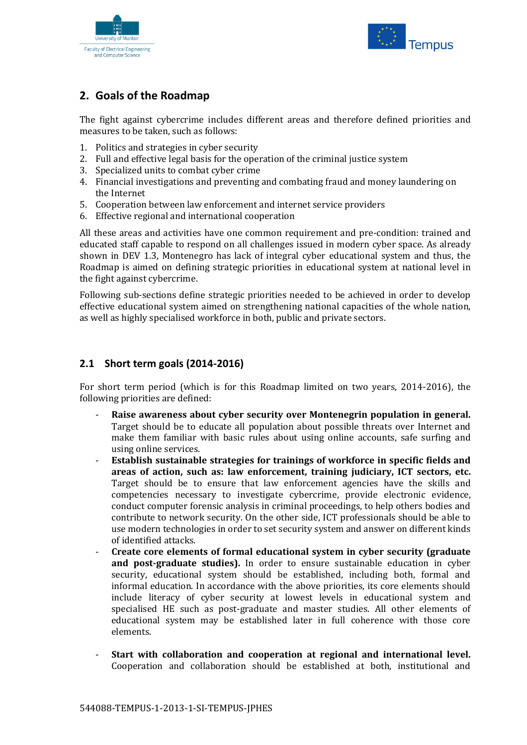## 2. Goals of the Roadmap

The fight against cybercrime includes different areas and therefore defined priorities and measures to be taken, such as follows:

1. Politics and strategies in cyber security
2. Full and effective legal basis for the operation of the criminal justice system
3. Specialized units to combat cyber crime
4. Financial investigations and preventing and combating fraud and money laundering on the Internet
5. Cooperation between law enforcement and internet service providers
6. Effective regional and international cooperation

All these areas and activities have one common requirement and pre-condition: trained and educated staff capable to respond on all challenges issued in modern cyber space. As already shown in DEV 1.3, Montenegro has lack of integral cyber educational system and thus, the Roadmap is aimed on defining strategic priorities in educational system at national level in the fight against cybercrime.

Following sub-sections define strategic priorities needed to be achieved in order to develop effective educational system aimed on strengthening national capacities of the whole nation, as well as highly specialised workforce in both, public and private sectors.

### 2.1 Short term goals (2014-2016)

For short term period (which is for this Roadmap limited on two years, 2014-2016), the following priorities are defined:

- **Raise awareness about cyber security over Montenegrin population in general.** Target should be to educate all population about possible threats over Internet and make them familiar with basic rules about using online accounts, safe surfing and using online services.
- **Establish sustainable strategies for trainings of workforce in specific fields and areas of action, such as: law enforcement, training judiciary, ICT sectors, etc.** Target should be to ensure that law enforcement agencies have the skills and competencies necessary to investigate cybercrime, provide electronic evidence, conduct computer forensic analysis in criminal proceedings, to help others bodies and contribute to network security. On the other side, ICT professionals should be able to use modern technologies in order to set security system and answer on different kinds of identified attacks.
- **Create core elements of formal educational system in cyber security (graduate and post-graduate studies).** In order to ensure sustainable education in cyber security, educational system should be established, including both, formal and informal education. In accordance with the above priorities, its core elements should include literacy of cyber security at lowest levels in educational system and specialised HE such as post-graduate and master studies. All other elements of educational system may be established later in full coherence with those core elements.
- **Start with collaboration and cooperation at regional and international level.** Cooperation and collaboration should be established at both, institutional and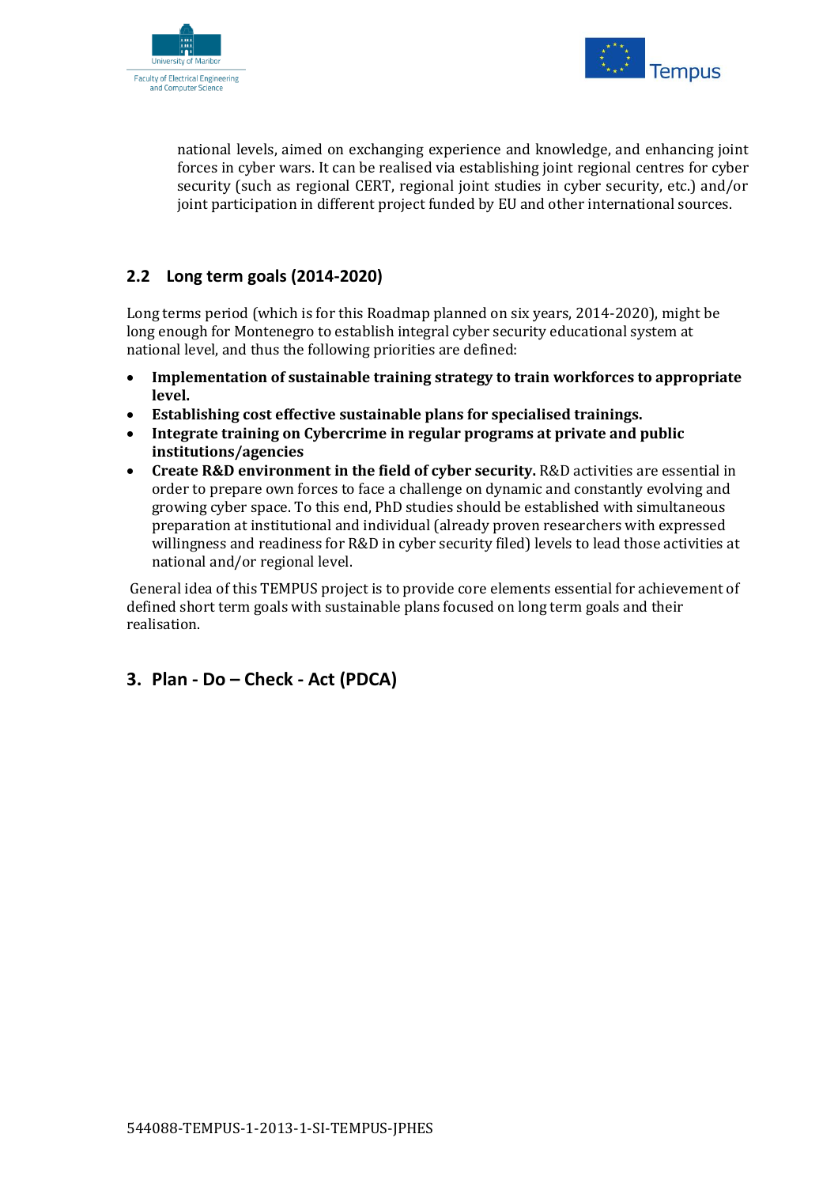national levels, aimed on exchanging experience and knowledge, and enhancing joint forces in cyber wars. It can be realised via establishing joint regional centres for cyber security (such as regional CERT, regional joint studies in cyber security, etc.) and/or joint participation in different project funded by EU and other international sources.

## 2.2 Long term goals (2014-2020)

Long terms period (which is for this Roadmap planned on six years, 2014-2020), might be long enough for Montenegro to establish integral cyber security educational system at national level, and thus the following priorities are defined:

- **Implementation of sustainable training strategy to train workforces to appropriate level.**
- **Establishing cost effective sustainable plans for specialised trainings.**
- **Integrate training on Cybercrime in regular programs at private and public institutions/agencies**
- **Create R&D environment in the field of cyber security.** R&D activities are essential in order to prepare own forces to face a challenge on dynamic and constantly evolving and growing cyber space. To this end, PhD studies should be established with simultaneous preparation at institutional and individual (already proven researchers with expressed willingness and readiness for R&D in cyber security filed) levels to lead those activities at national and/or regional level.

General idea of this TEMPUS project is to provide core elements essential for achievement of defined short term goals with sustainable plans focused on long term goals and their realisation.

# 3. Plan - Do – Check - Act (PDCA)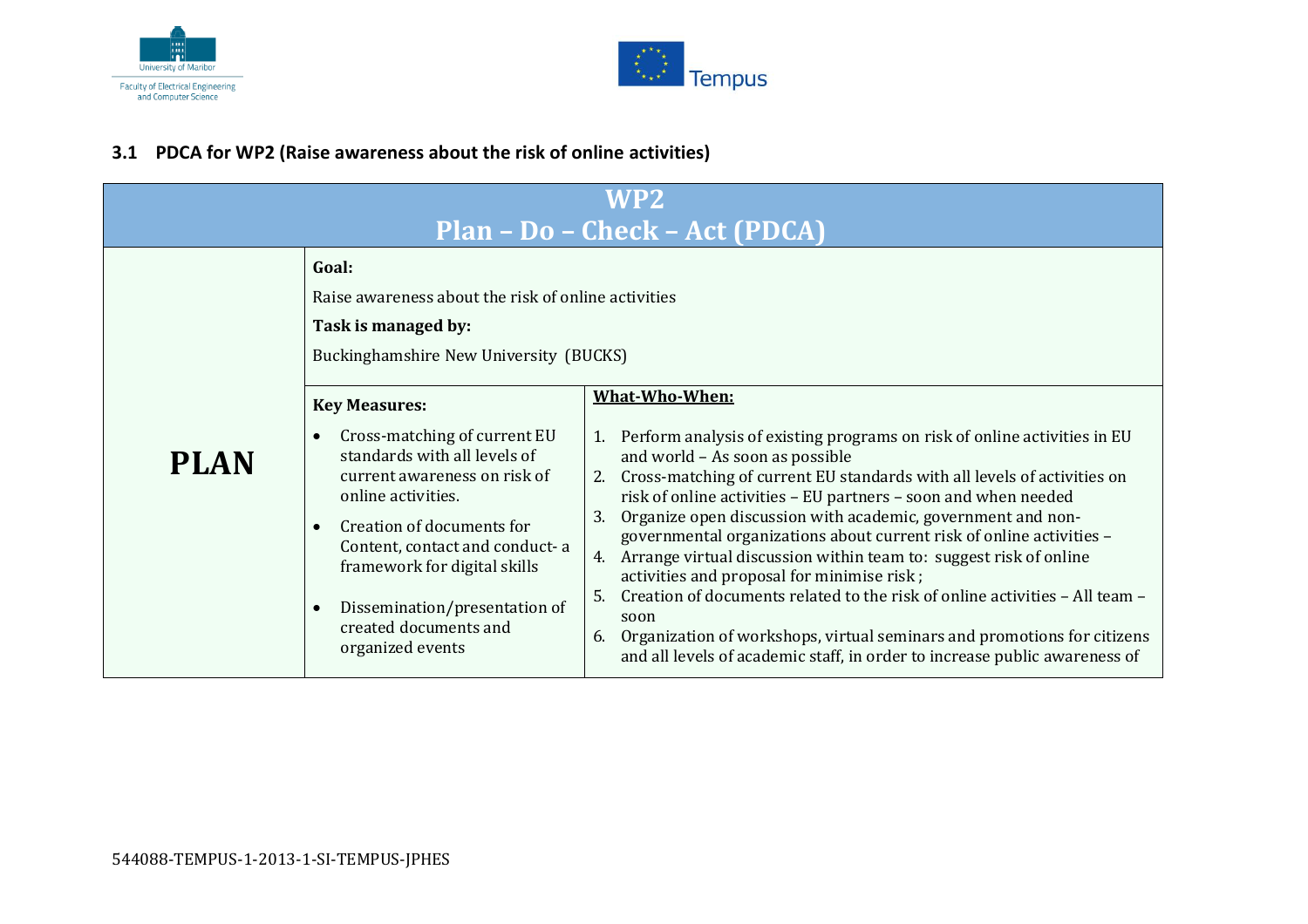### 3.1 PDCA for WP2 (Raise awareness about the risk of online activities)

| WP2<br>Plan – Do – Check – Act (PDCA) | | |
|---|---|---|
| **PLAN** | **Goal:**<br>Raise awareness about the risk of online activities<br>**Task is managed by:**<br>Buckinghamshire New University (BUCKS) | |
| | **Key Measures:**<br>• Cross-matching of current EU standards with all levels of current awareness on risk of online activities.<br>• Creation of documents for Content, contact and conduct- a framework for digital skills<br>• Dissemination/presentation of created documents and organized events | **What-Who-When:**<br>1. Perform analysis of existing programs on risk of online activities in EU and world – As soon as possible<br>2. Cross-matching of current EU standards with all levels of activities on risk of online activities – EU partners – soon and when needed<br>3. Organize open discussion with academic, government and non-governmental organizations about current risk of online activities –<br>4. Arrange virtual discussion within team to: suggest risk of online activities and proposal for minimise risk ;<br>5. Creation of documents related to the risk of online activities – All team – soon<br>6. Organization of workshops, virtual seminars and promotions for citizens and all levels of academic staff, in order to increase public awareness of |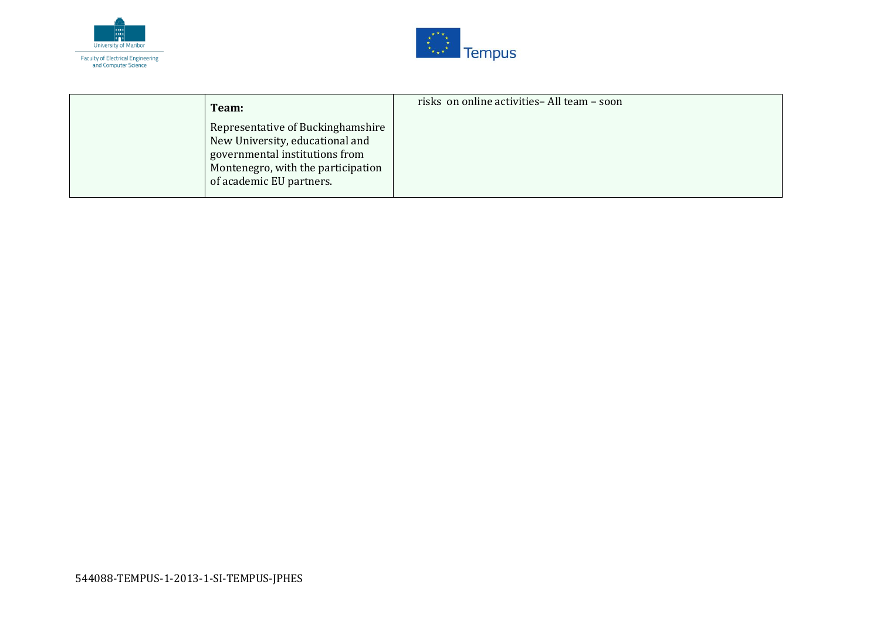| | **Team:**<br><br>Representative of Buckinghamshire New University, educational and governmental institutions from Montenegro, with the participation of academic EU partners. | risks on online activities– All team – soon |
|---|---|---|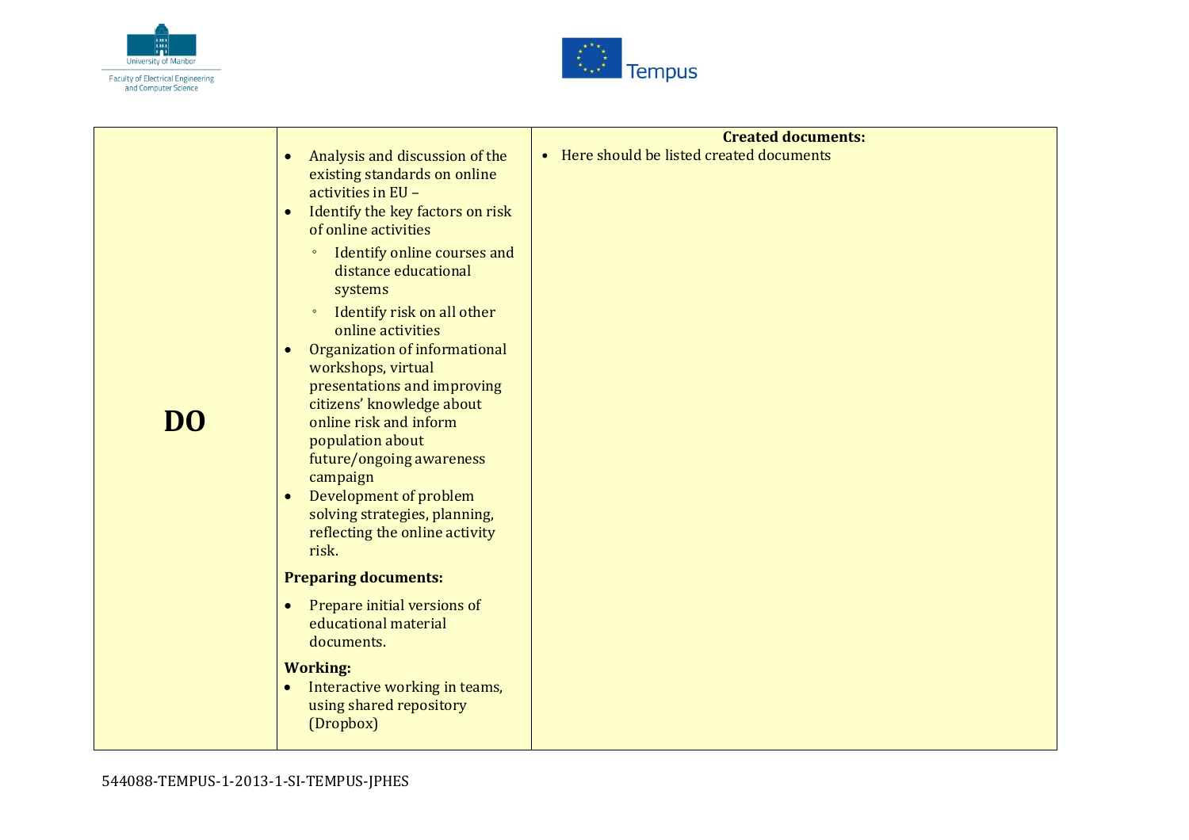| DO | <ul><li>Analysis and discussion of the existing standards on online activities in EU –</li><li>Identify the key factors on risk of online activities<ul><li>Identify online courses and distance educational systems</li><li>Identify risk on all other online activities</li></ul></li><li>Organization of informational workshops, virtual presentations and improving citizens' knowledge about online risk and inform population about future/ongoing awareness campaign</li><li>Development of problem solving strategies, planning, reflecting the online activity risk.</li></ul>**Preparing documents:**<ul><li>Prepare initial versions of educational material documents.</li></ul>**Working:**<ul><li>Interactive working in teams, using shared repository (Dropbox)</li></ul> | **Created documents:**<ul><li>Here should be listed created documents</li></ul> |
|---|---|---|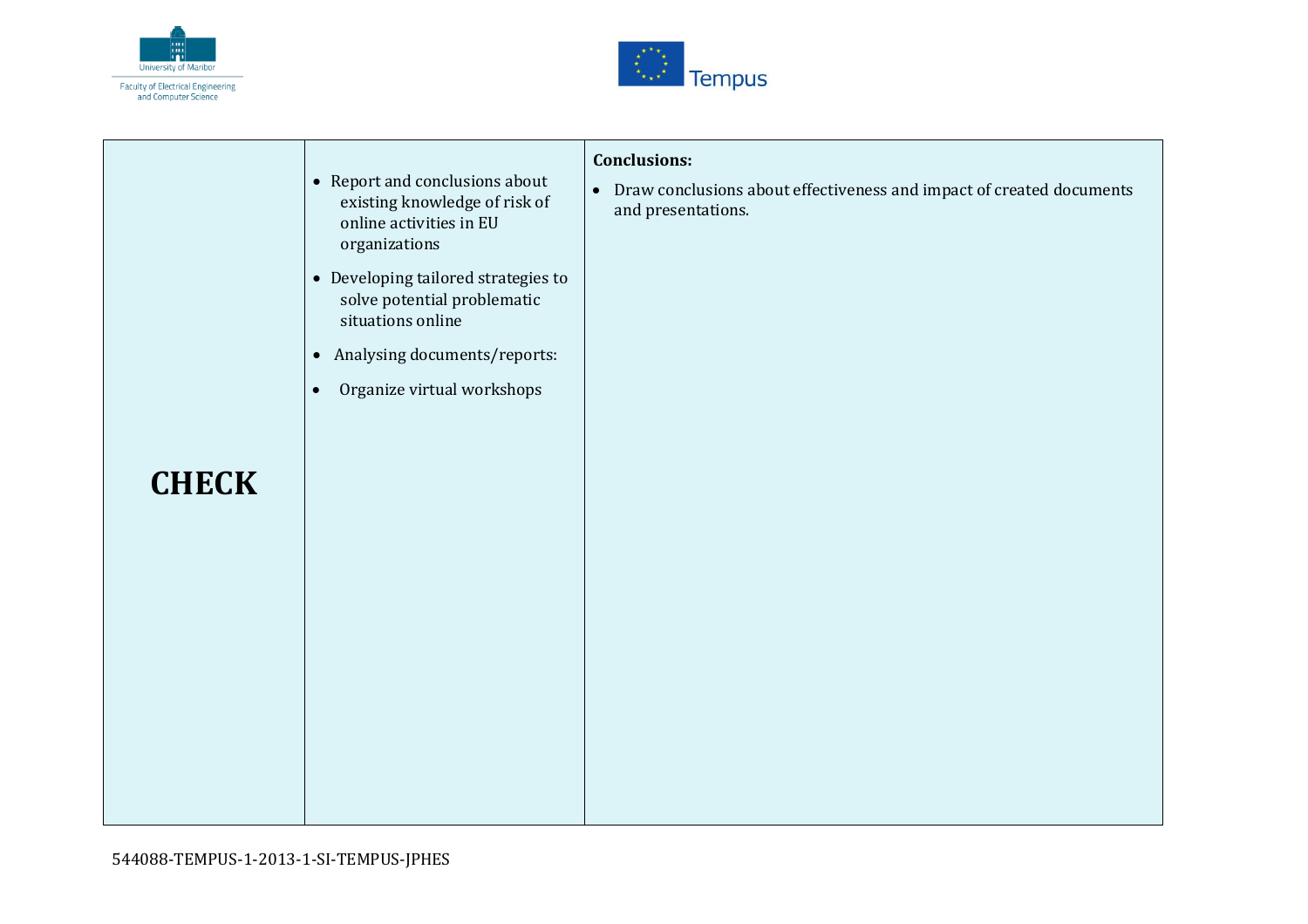| CHECK | • Report and conclusions about existing knowledge of risk of online activities in EU organizations<br>• Developing tailored strategies to solve potential problematic situations online<br>• Analysing documents/reports:<br>• Organize virtual workshops | **Conclusions:**<br>• Draw conclusions about effectiveness and impact of created documents and presentations. |
|---|---|---|

544088-TEMPUS-1-2013-1-SI-TEMPUS-JPHES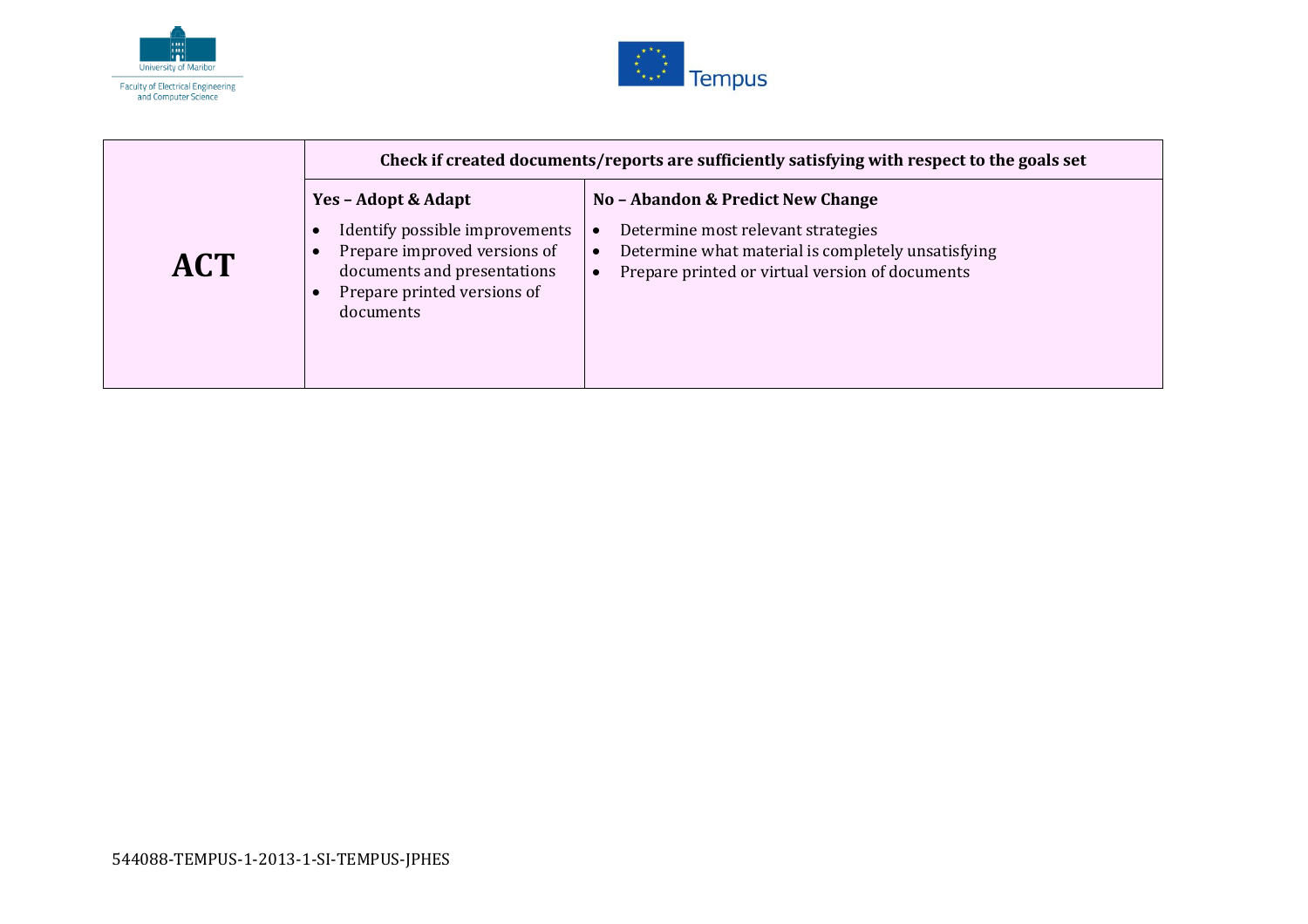| | Check if created documents/reports are sufficiently satisfying with respect to the goals set | |
|---|---|---|
| **ACT** | **Yes – Adopt & Adapt**<br>• Identify possible improvements<br>• Prepare improved versions of documents and presentations<br>• Prepare printed versions of documents | **No – Abandon & Predict New Change**<br>• Determine most relevant strategies<br>• Determine what material is completely unsatisfying<br>• Prepare printed or virtual version of documents |

544088-TEMPUS-1-2013-1-SI-TEMPUS-JPHES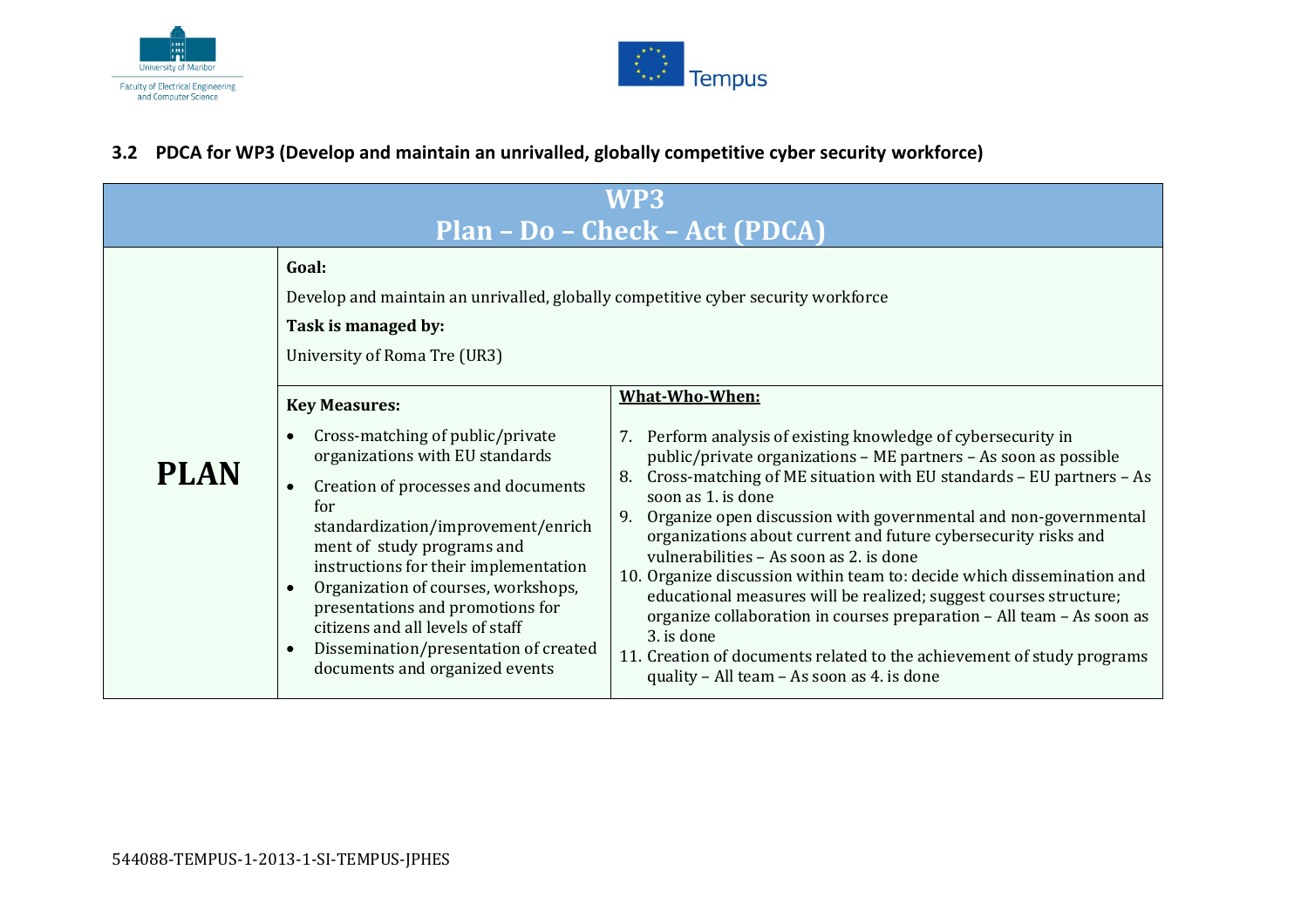### 3.2 PDCA for WP3 (Develop and maintain an unrivalled, globally competitive cyber security workforce)

| WP3<br>Plan – Do – Check – Act (PDCA) | | |
|---|---|---|
| **PLAN** | **Goal:**<br>Develop and maintain an unrivalled, globally competitive cyber security workforce<br>**Task is managed by:**<br>University of Roma Tre (UR3) | |
| | **Key Measures:**<br>• Cross-matching of public/private organizations with EU standards<br>• Creation of processes and documents for standardization/improvement/enrichment of study programs and instructions for their implementation<br>• Organization of courses, workshops, presentations and promotions for citizens and all levels of staff<br>• Dissemination/presentation of created documents and organized events | **What-Who-When:**<br>7. Perform analysis of existing knowledge of cybersecurity in public/private organizations – ME partners – As soon as possible<br>8. Cross-matching of ME situation with EU standards – EU partners – As soon as 1. is done<br>9. Organize open discussion with governmental and non-governmental organizations about current and future cybersecurity risks and vulnerabilities – As soon as 2. is done<br>10. Organize discussion within team to: decide which dissemination and educational measures will be realized; suggest courses structure; organize collaboration in courses preparation – All team – As soon as 3. is done<br>11. Creation of documents related to the achievement of study programs quality – All team – As soon as 4. is done |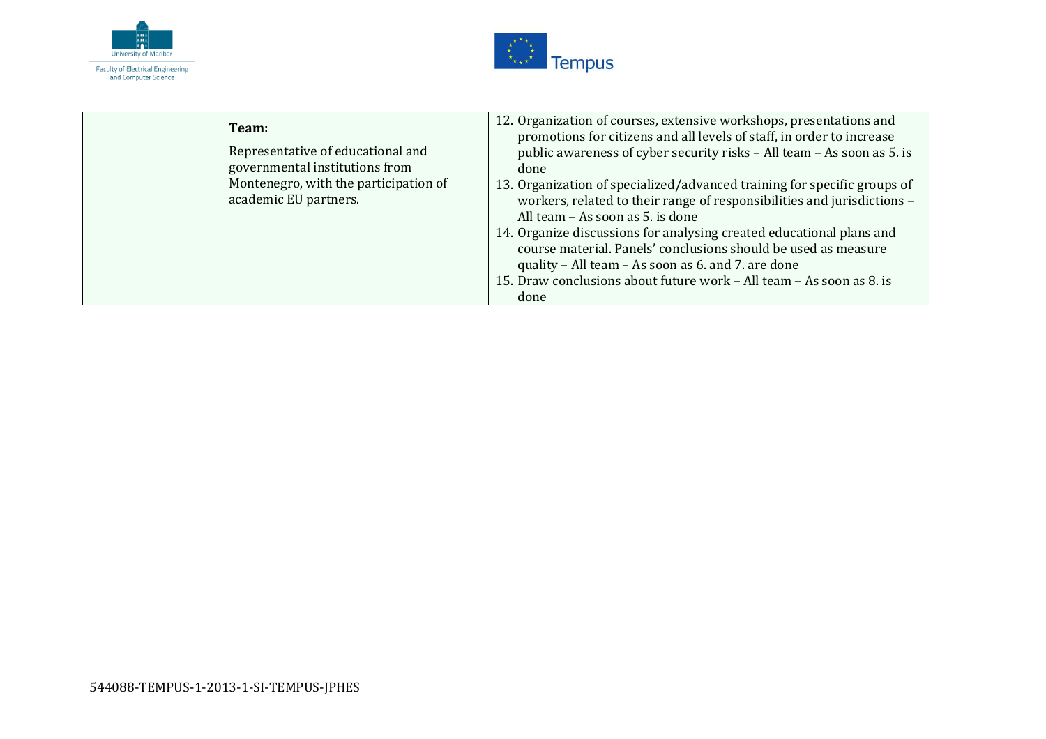| | | |
|---|---|---|
| | **Team:**<br><br>Representative of educational and governmental institutions from Montenegro, with the participation of academic EU partners. | 12. Organization of courses, extensive workshops, presentations and promotions for citizens and all levels of staff, in order to increase public awareness of cyber security risks – All team – As soon as 5. is done<br>13. Organization of specialized/advanced training for specific groups of workers, related to their range of responsibilities and jurisdictions – All team – As soon as 5. is done<br>14. Organize discussions for analysing created educational plans and course material. Panels' conclusions should be used as measure quality – All team – As soon as 6. and 7. are done<br>15. Draw conclusions about future work – All team – As soon as 8. is done |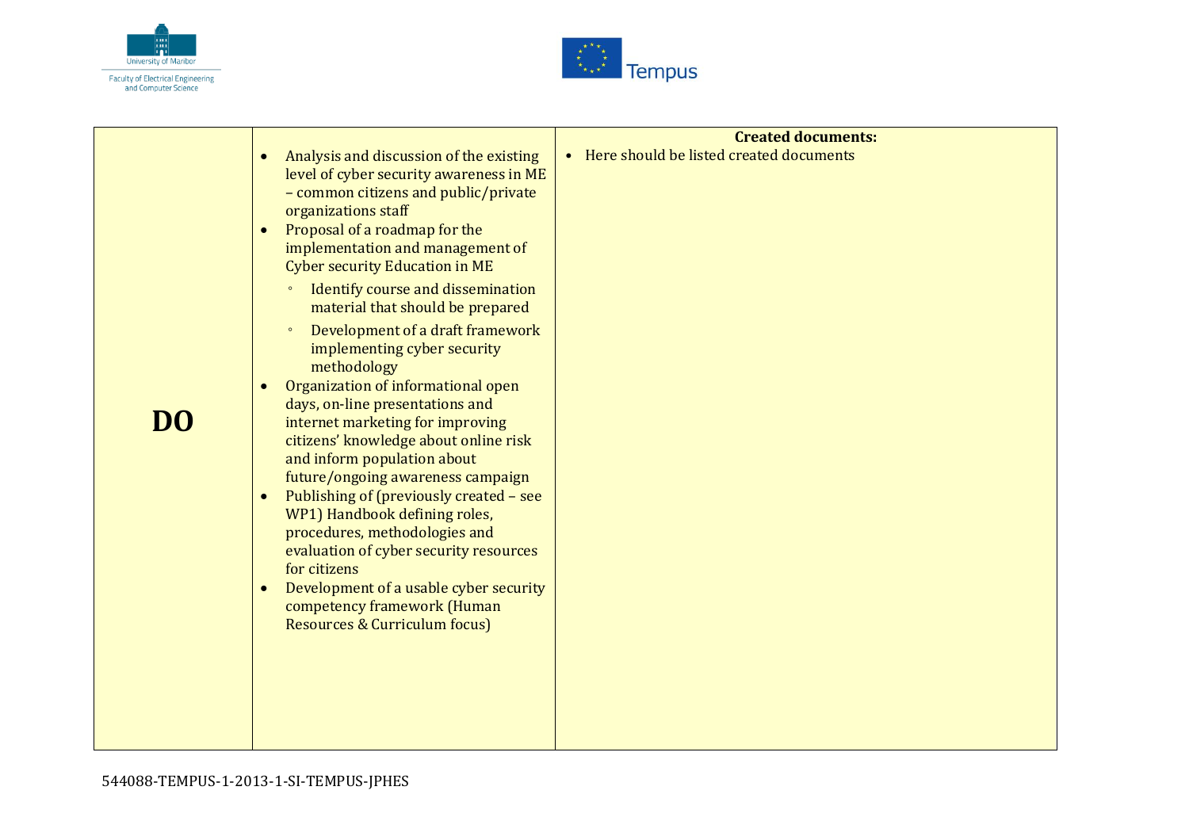| | | |
|---|---|---|
| **DO** | <ul><li>Analysis and discussion of the existing level of cyber security awareness in ME – common citizens and public/private organizations staff</li><li>Proposal of a roadmap for the implementation and management of Cyber security Education in ME<ul><li>Identify course and dissemination material that should be prepared</li><li>Development of a draft framework implementing cyber security methodology</li></ul></li><li>Organization of informational open days, on-line presentations and internet marketing for improving citizens' knowledge about online risk and inform population about future/ongoing awareness campaign</li><li>Publishing of (previously created – see WP1) Handbook defining roles, procedures, methodologies and evaluation of cyber security resources for citizens</li><li>Development of a usable cyber security competency framework (Human Resources & Curriculum focus)</li></ul> | **Created documents:**<ul><li>Here should be listed created documents</li></ul> |

544088-TEMPUS-1-2013-1-SI-TEMPUS-JPHES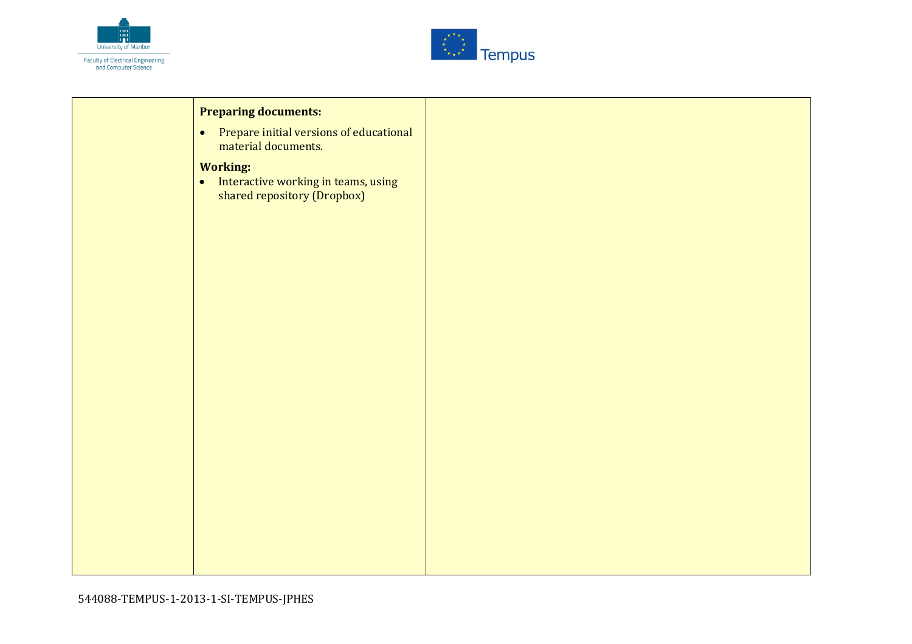|  | **Preparing documents:**<br>• Prepare initial versions of educational material documents.<br>**Working:**<br>• Interactive working in teams, using shared repository (Dropbox) |  |
| --- | --- | --- |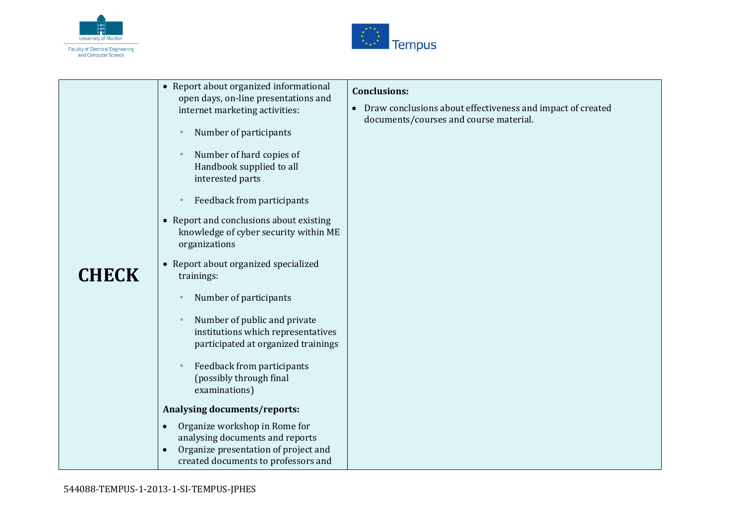| CHECK | • Report about organized informational open days, on-line presentations and internet marketing activities:<br>◦ Number of participants<br>◦ Number of hard copies of Handbook supplied to all interested parts<br>◦ Feedback from participants<br>• Report and conclusions about existing knowledge of cyber security within ME organizations<br>• Report about organized specialized trainings:<br>◦ Number of participants<br>◦ Number of public and private institutions which representatives participated at organized trainings<br>◦ Feedback from participants (possibly through final examinations)<br>**Analysing documents/reports:**<br>• Organize workshop in Rome for analysing documents and reports<br>• Organize presentation of project and created documents to professors and | **Conclusions:**<br>• Draw conclusions about effectiveness and impact of created documents/courses and course material. |
|---|---|---|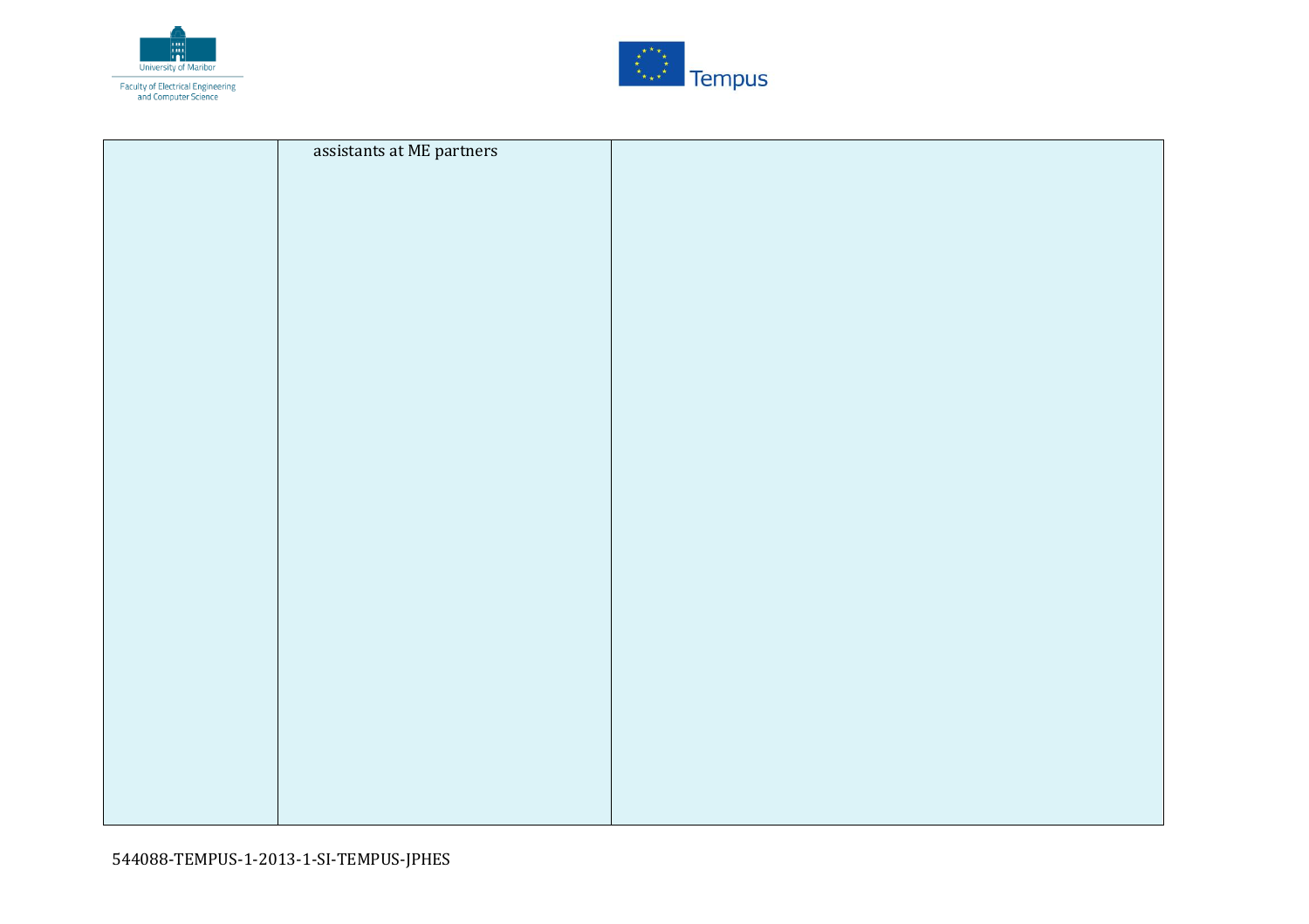|  | assistants at ME partners |  |
|---|---|---|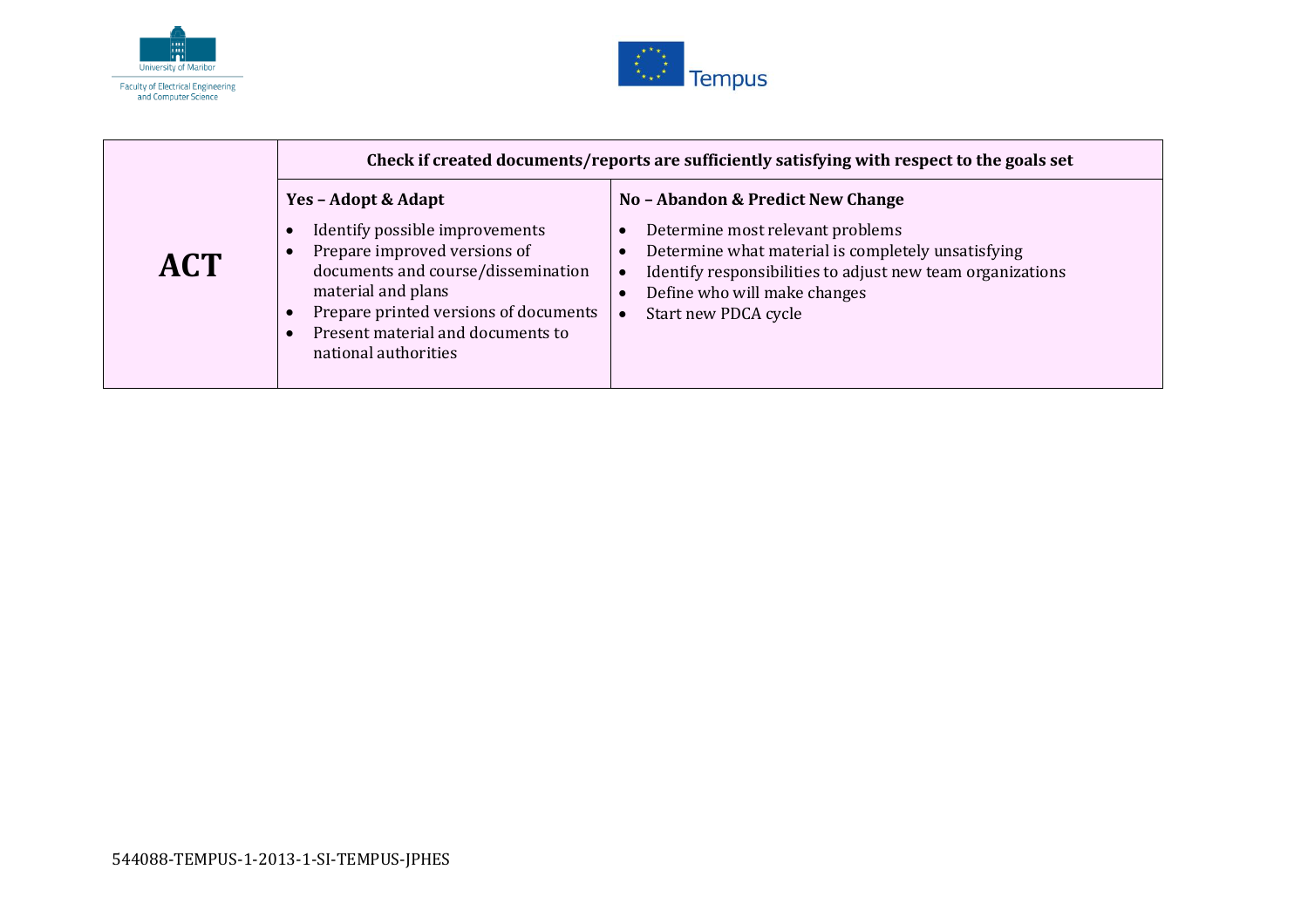| ACT | Check if created documents/reports are sufficiently satisfying with respect to the goals set | |
|---|---|---|
| | **Yes – Adopt & Adapt**<br>• Identify possible improvements<br>• Prepare improved versions of documents and course/dissemination material and plans<br>• Prepare printed versions of documents<br>• Present material and documents to national authorities | **No – Abandon & Predict New Change**<br>• Determine most relevant problems<br>• Determine what material is completely unsatisfying<br>• Identify responsibilities to adjust new team organizations<br>• Define who will make changes<br>• Start new PDCA cycle |

544088-TEMPUS-1-2013-1-SI-TEMPUS-JPHES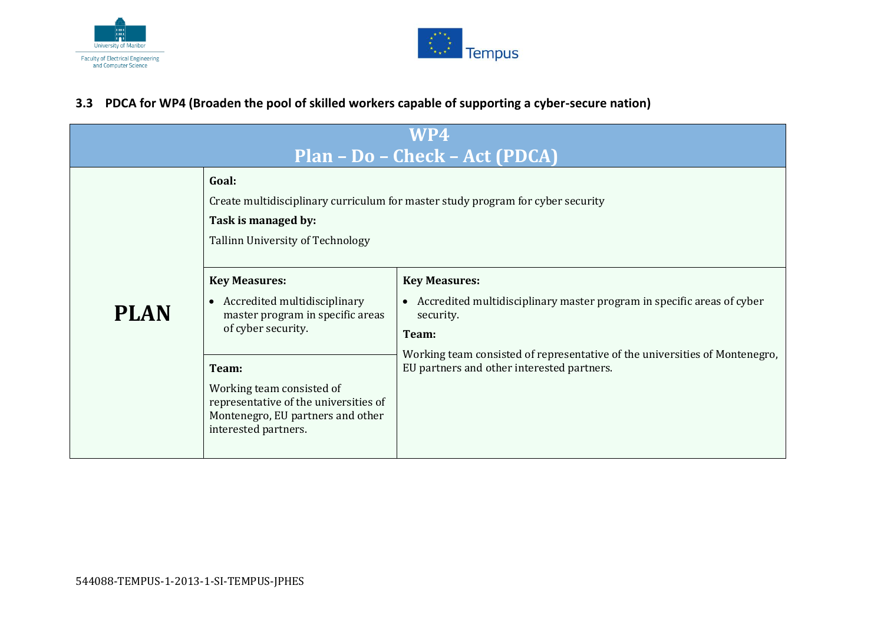### 3.3 PDCA for WP4 (Broaden the pool of skilled workers capable of supporting a cyber-secure nation)

| WP4<br>Plan – Do – Check – Act (PDCA) | | |
|---|---|---|
| **PLAN** | **Goal:**<br>Create multidisciplinary curriculum for master study program for cyber security<br>**Task is managed by:**<br>Tallinn University of Technology | |
| | **Key Measures:**<br>• Accredited multidisciplinary master program in specific areas of cyber security.<br><br>**Team:**<br>Working team consisted of representative of the universities of Montenegro, EU partners and other interested partners. | **Key Measures:**<br>• Accredited multidisciplinary master program in specific areas of cyber security.<br>**Team:**<br>Working team consisted of representative of the universities of Montenegro, EU partners and other interested partners. |

544088-TEMPUS-1-2013-1-SI-TEMPUS-JPHES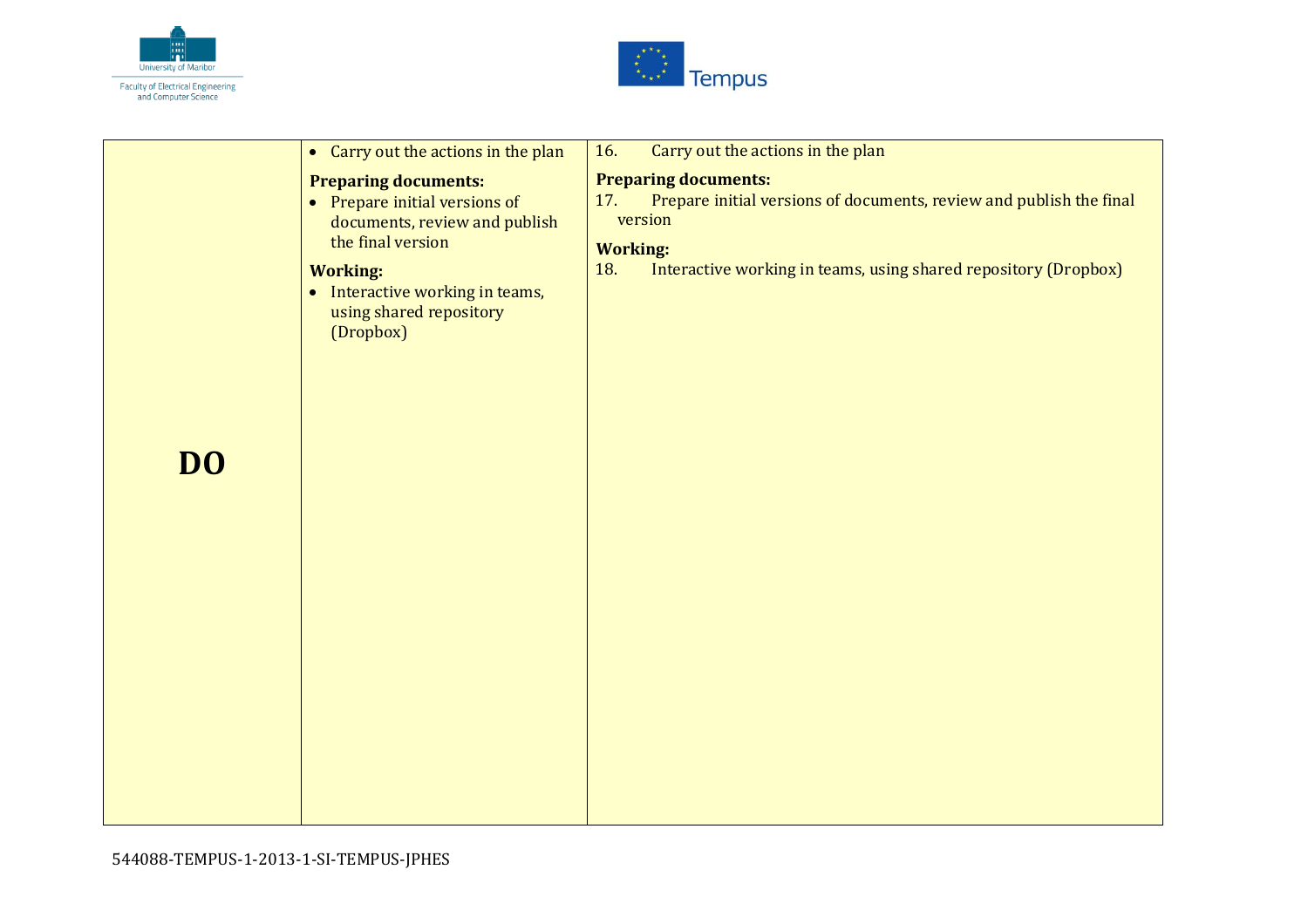| DO | • Carry out the actions in the plan<br><br>**Preparing documents:**<br>• Prepare initial versions of documents, review and publish the final version<br><br>**Working:**<br>• Interactive working in teams, using shared repository (Dropbox) | 16. Carry out the actions in the plan<br><br>**Preparing documents:**<br>17. Prepare initial versions of documents, review and publish the final version<br><br>**Working:**<br>18. Interactive working in teams, using shared repository (Dropbox) |
|---|---|---|

544088-TEMPUS-1-2013-1-SI-TEMPUS-JPHES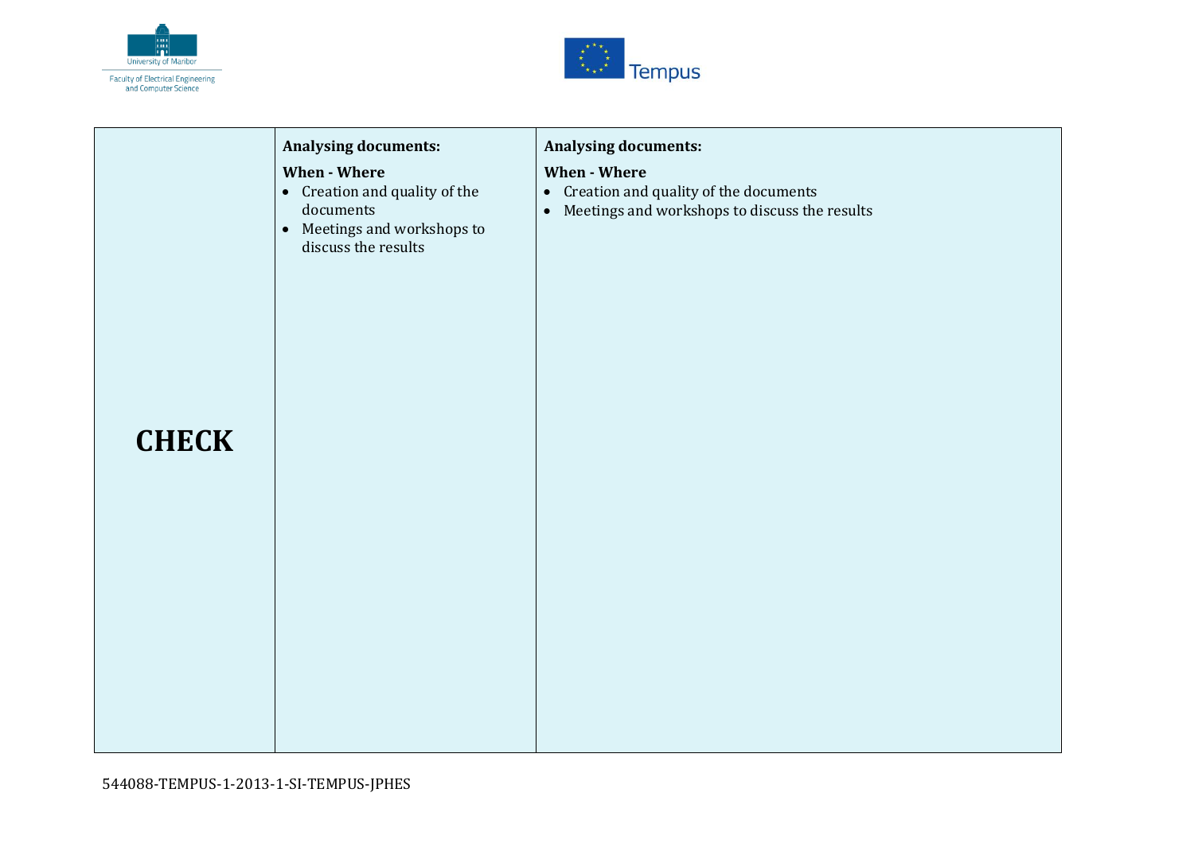| | | |
|---|---|---|
| **CHECK** | **Analysing documents:**<br><br>**When - Where**<br>• Creation and quality of the documents<br>• Meetings and workshops to discuss the results | **Analysing documents:**<br><br>**When - Where**<br>• Creation and quality of the documents<br>• Meetings and workshops to discuss the results |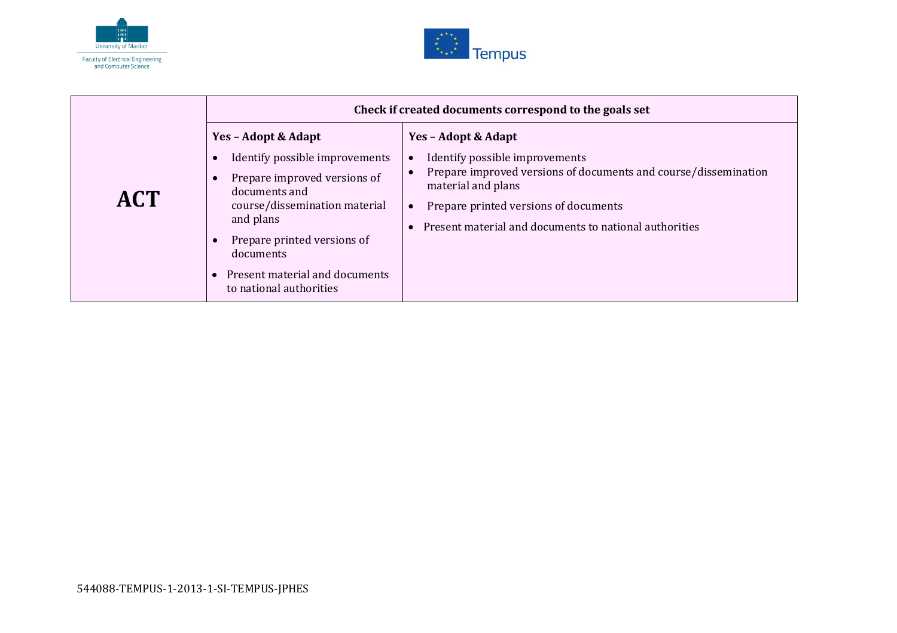| | Check if created documents correspond to the goals set | |
|---|---|---|
| **ACT** | **Yes – Adopt & Adapt**<br>• Identify possible improvements<br>• Prepare improved versions of documents and course/dissemination material and plans<br>• Prepare printed versions of documents<br>• Present material and documents to national authorities | **Yes – Adopt & Adapt**<br>• Identify possible improvements<br>• Prepare improved versions of documents and course/dissemination material and plans<br>• Prepare printed versions of documents<br>• Present material and documents to national authorities |

544088-TEMPUS-1-2013-1-SI-TEMPUS-JPHES